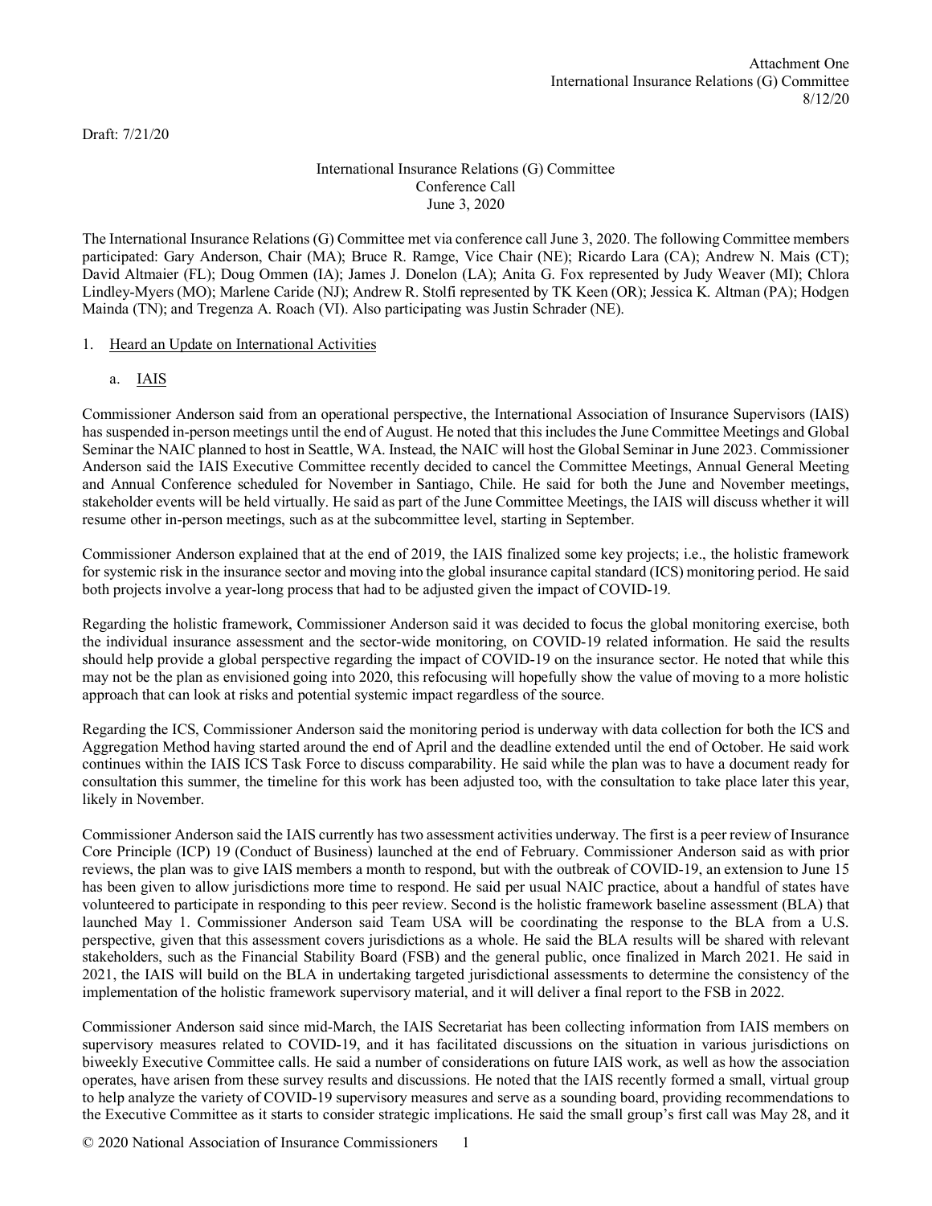Attachment One
International Insurance Relations (G) Committee
8/12/20

Draft: 7/21/20

# International Insurance Relations (G) Committee
## Conference Call
## June 3, 2020

The International Insurance Relations (G) Committee met via conference call June 3, 2020. The following Committee members participated: Gary Anderson, Chair (MA); Bruce R. Ramge, Vice Chair (NE); Ricardo Lara (CA); Andrew N. Mais (CT); David Altmaier (FL); Doug Ommen (IA); James J. Donelon (LA); Anita G. Fox represented by Judy Weaver (MI); Chlora Lindley-Myers (MO); Marlene Caride (NJ); Andrew R. Stolfi represented by TK Keen (OR); Jessica K. Altman (PA); Hodgen Mainda (TN); and Tregenza A. Roach (VI). Also participating was Justin Schrader (NE).

1. Heard an Update on International Activities

   a. IAIS

Commissioner Anderson said from an operational perspective, the International Association of Insurance Supervisors (IAIS) has suspended in-person meetings until the end of August. He noted that this includes the June Committee Meetings and Global Seminar the NAIC planned to host in Seattle, WA. Instead, the NAIC will host the Global Seminar in June 2023. Commissioner Anderson said the IAIS Executive Committee recently decided to cancel the Committee Meetings, Annual General Meeting and Annual Conference scheduled for November in Santiago, Chile. He said for both the June and November meetings, stakeholder events will be held virtually. He said as part of the June Committee Meetings, the IAIS will discuss whether it will resume other in-person meetings, such as at the subcommittee level, starting in September.

Commissioner Anderson explained that at the end of 2019, the IAIS finalized some key projects; i.e., the holistic framework for systemic risk in the insurance sector and moving into the global insurance capital standard (ICS) monitoring period. He said both projects involve a year-long process that had to be adjusted given the impact of COVID-19.

Regarding the holistic framework, Commissioner Anderson said it was decided to focus the global monitoring exercise, both the individual insurance assessment and the sector-wide monitoring, on COVID-19 related information. He said the results should help provide a global perspective regarding the impact of COVID-19 on the insurance sector. He noted that while this may not be the plan as envisioned going into 2020, this refocusing will hopefully show the value of moving to a more holistic approach that can look at risks and potential systemic impact regardless of the source.

Regarding the ICS, Commissioner Anderson said the monitoring period is underway with data collection for both the ICS and Aggregation Method having started around the end of April and the deadline extended until the end of October. He said work continues within the IAIS ICS Task Force to discuss comparability. He said while the plan was to have a document ready for consultation this summer, the timeline for this work has been adjusted too, with the consultation to take place later this year, likely in November.

Commissioner Anderson said the IAIS currently has two assessment activities underway. The first is a peer review of Insurance Core Principle (ICP) 19 (Conduct of Business) launched at the end of February. Commissioner Anderson said as with prior reviews, the plan was to give IAIS members a month to respond, but with the outbreak of COVID-19, an extension to June 15 has been given to allow jurisdictions more time to respond. He said per usual NAIC practice, about a handful of states have volunteered to participate in responding to this peer review. Second is the holistic framework baseline assessment (BLA) that launched May 1. Commissioner Anderson said Team USA will be coordinating the response to the BLA from a U.S. perspective, given that this assessment covers jurisdictions as a whole. He said the BLA results will be shared with relevant stakeholders, such as the Financial Stability Board (FSB) and the general public, once finalized in March 2021. He said in 2021, the IAIS will build on the BLA in undertaking targeted jurisdictional assessments to determine the consistency of the implementation of the holistic framework supervisory material, and it will deliver a final report to the FSB in 2022.

Commissioner Anderson said since mid-March, the IAIS Secretariat has been collecting information from IAIS members on supervisory measures related to COVID-19, and it has facilitated discussions on the situation in various jurisdictions on biweekly Executive Committee calls. He said a number of considerations on future IAIS work, as well as how the association operates, have arisen from these survey results and discussions. He noted that the IAIS recently formed a small, virtual group to help analyze the variety of COVID-19 supervisory measures and serve as a sounding board, providing recommendations to the Executive Committee as it starts to consider strategic implications. He said the small group's first call was May 28, and it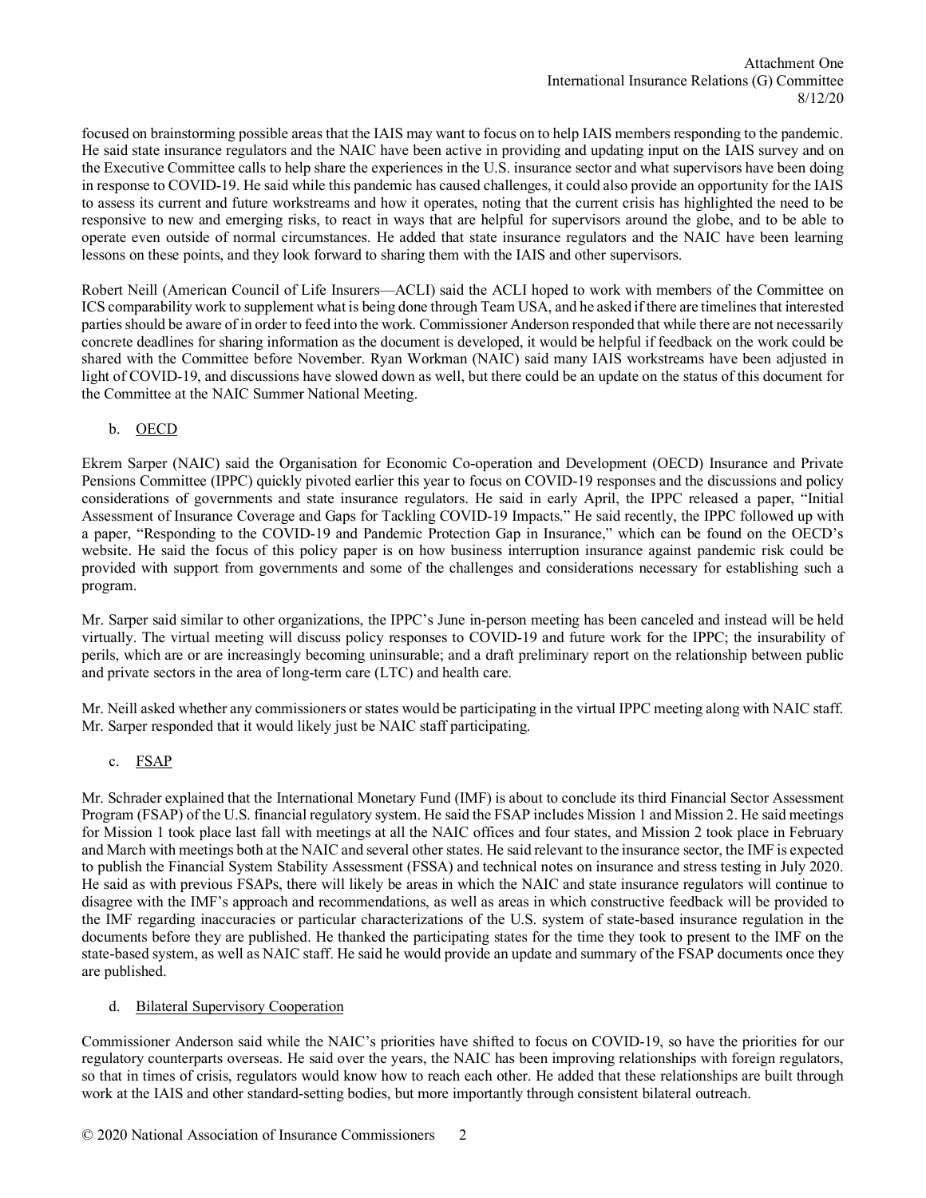focused on brainstorming possible areas that the IAIS may want to focus on to help IAIS members responding to the pandemic. He said state insurance regulators and the NAIC have been active in providing and updating input on the IAIS survey and on the Executive Committee calls to help share the experiences in the U.S. insurance sector and what supervisors have been doing in response to COVID-19. He said while this pandemic has caused challenges, it could also provide an opportunity for the IAIS to assess its current and future workstreams and how it operates, noting that the current crisis has highlighted the need to be responsive to new and emerging risks, to react in ways that are helpful for supervisors around the globe, and to be able to operate even outside of normal circumstances. He added that state insurance regulators and the NAIC have been learning lessons on these points, and they look forward to sharing them with the IAIS and other supervisors.

Robert Neill (American Council of Life Insurers—ACLI) said the ACLI hoped to work with members of the Committee on ICS comparability work to supplement what is being done through Team USA, and he asked if there are timelines that interested parties should be aware of in order to feed into the work. Commissioner Anderson responded that while there are not necessarily concrete deadlines for sharing information as the document is developed, it would be helpful if feedback on the work could be shared with the Committee before November. Ryan Workman (NAIC) said many IAIS workstreams have been adjusted in light of COVID-19, and discussions have slowed down as well, but there could be an update on the status of this document for the Committee at the NAIC Summer National Meeting.

b. OECD

Ekrem Sarper (NAIC) said the Organisation for Economic Co-operation and Development (OECD) Insurance and Private Pensions Committee (IPPC) quickly pivoted earlier this year to focus on COVID-19 responses and the discussions and policy considerations of governments and state insurance regulators. He said in early April, the IPPC released a paper, "Initial Assessment of Insurance Coverage and Gaps for Tackling COVID-19 Impacts." He said recently, the IPPC followed up with a paper, "Responding to the COVID-19 and Pandemic Protection Gap in Insurance," which can be found on the OECD's website. He said the focus of this policy paper is on how business interruption insurance against pandemic risk could be provided with support from governments and some of the challenges and considerations necessary for establishing such a program.

Mr. Sarper said similar to other organizations, the IPPC's June in-person meeting has been canceled and instead will be held virtually. The virtual meeting will discuss policy responses to COVID-19 and future work for the IPPC; the insurability of perils, which are or are increasingly becoming uninsurable; and a draft preliminary report on the relationship between public and private sectors in the area of long-term care (LTC) and health care.

Mr. Neill asked whether any commissioners or states would be participating in the virtual IPPC meeting along with NAIC staff. Mr. Sarper responded that it would likely just be NAIC staff participating.

c. FSAP

Mr. Schrader explained that the International Monetary Fund (IMF) is about to conclude its third Financial Sector Assessment Program (FSAP) of the U.S. financial regulatory system. He said the FSAP includes Mission 1 and Mission 2. He said meetings for Mission 1 took place last fall with meetings at all the NAIC offices and four states, and Mission 2 took place in February and March with meetings both at the NAIC and several other states. He said relevant to the insurance sector, the IMF is expected to publish the Financial System Stability Assessment (FSSA) and technical notes on insurance and stress testing in July 2020. He said as with previous FSAPs, there will likely be areas in which the NAIC and state insurance regulators will continue to disagree with the IMF's approach and recommendations, as well as areas in which constructive feedback will be provided to the IMF regarding inaccuracies or particular characterizations of the U.S. system of state-based insurance regulation in the documents before they are published. He thanked the participating states for the time they took to present to the IMF on the state-based system, as well as NAIC staff. He said he would provide an update and summary of the FSAP documents once they are published.

d. Bilateral Supervisory Cooperation

Commissioner Anderson said while the NAIC's priorities have shifted to focus on COVID-19, so have the priorities for our regulatory counterparts overseas. He said over the years, the NAIC has been improving relationships with foreign regulators, so that in times of crisis, regulators would know how to reach each other. He added that these relationships are built through work at the IAIS and other standard-setting bodies, but more importantly through consistent bilateral outreach.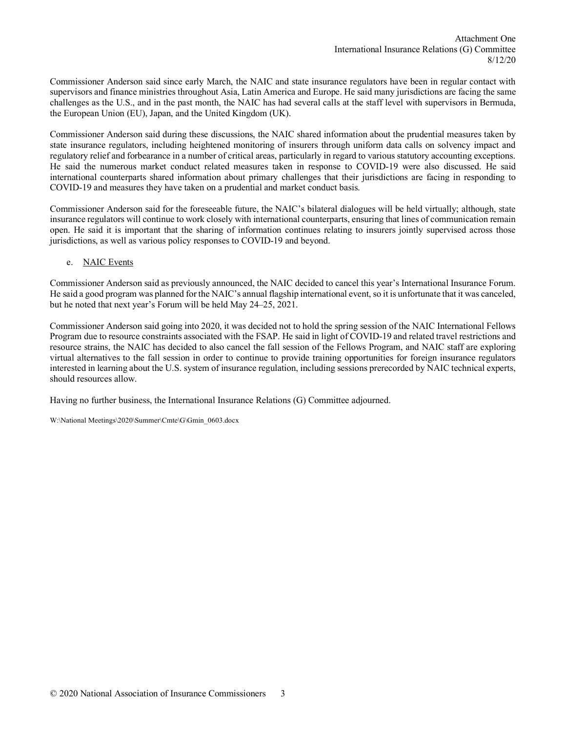Commissioner Anderson said since early March, the NAIC and state insurance regulators have been in regular contact with supervisors and finance ministries throughout Asia, Latin America and Europe. He said many jurisdictions are facing the same challenges as the U.S., and in the past month, the NAIC has had several calls at the staff level with supervisors in Bermuda, the European Union (EU), Japan, and the United Kingdom (UK).

Commissioner Anderson said during these discussions, the NAIC shared information about the prudential measures taken by state insurance regulators, including heightened monitoring of insurers through uniform data calls on solvency impact and regulatory relief and forbearance in a number of critical areas, particularly in regard to various statutory accounting exceptions. He said the numerous market conduct related measures taken in response to COVID-19 were also discussed. He said international counterparts shared information about primary challenges that their jurisdictions are facing in responding to COVID-19 and measures they have taken on a prudential and market conduct basis.

Commissioner Anderson said for the foreseeable future, the NAIC's bilateral dialogues will be held virtually; although, state insurance regulators will continue to work closely with international counterparts, ensuring that lines of communication remain open. He said it is important that the sharing of information continues relating to insurers jointly supervised across those jurisdictions, as well as various policy responses to COVID-19 and beyond.

e. NAIC Events

Commissioner Anderson said as previously announced, the NAIC decided to cancel this year's International Insurance Forum. He said a good program was planned for the NAIC's annual flagship international event, so it is unfortunate that it was canceled, but he noted that next year's Forum will be held May 24–25, 2021.

Commissioner Anderson said going into 2020, it was decided not to hold the spring session of the NAIC International Fellows Program due to resource constraints associated with the FSAP. He said in light of COVID-19 and related travel restrictions and resource strains, the NAIC has decided to also cancel the fall session of the Fellows Program, and NAIC staff are exploring virtual alternatives to the fall session in order to continue to provide training opportunities for foreign insurance regulators interested in learning about the U.S. system of insurance regulation, including sessions prerecorded by NAIC technical experts, should resources allow.

Having no further business, the International Insurance Relations (G) Committee adjourned.

W:\National Meetings\2020\Summer\Cmte\G\Gmin_0603.docx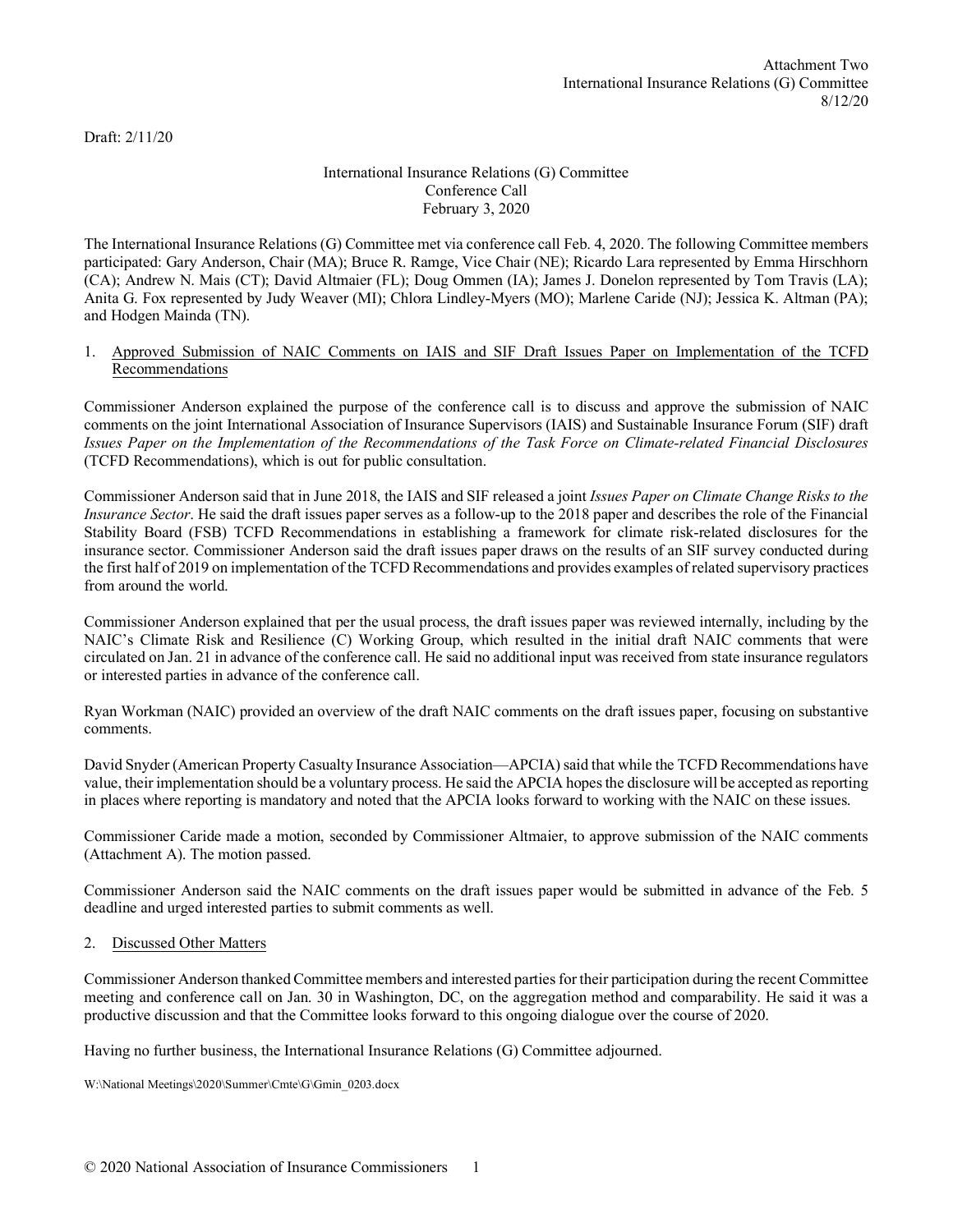Attachment Two
International Insurance Relations (G) Committee
8/12/20

Draft: 2/11/20

International Insurance Relations (G) Committee
Conference Call
February 3, 2020

The International Insurance Relations (G) Committee met via conference call Feb. 4, 2020. The following Committee members participated: Gary Anderson, Chair (MA); Bruce R. Ramge, Vice Chair (NE); Ricardo Lara represented by Emma Hirschhorn (CA); Andrew N. Mais (CT); David Altmaier (FL); Doug Ommen (IA); James J. Donelon represented by Tom Travis (LA); Anita G. Fox represented by Judy Weaver (MI); Chlora Lindley-Myers (MO); Marlene Caride (NJ); Jessica K. Altman (PA); and Hodgen Mainda (TN).

1. Approved Submission of NAIC Comments on IAIS and SIF Draft Issues Paper on Implementation of the TCFD Recommendations

Commissioner Anderson explained the purpose of the conference call is to discuss and approve the submission of NAIC comments on the joint International Association of Insurance Supervisors (IAIS) and Sustainable Insurance Forum (SIF) draft *Issues Paper on the Implementation of the Recommendations of the Task Force on Climate-related Financial Disclosures* (TCFD Recommendations), which is out for public consultation.

Commissioner Anderson said that in June 2018, the IAIS and SIF released a joint *Issues Paper on Climate Change Risks to the Insurance Sector*. He said the draft issues paper serves as a follow-up to the 2018 paper and describes the role of the Financial Stability Board (FSB) TCFD Recommendations in establishing a framework for climate risk-related disclosures for the insurance sector. Commissioner Anderson said the draft issues paper draws on the results of an SIF survey conducted during the first half of 2019 on implementation of the TCFD Recommendations and provides examples of related supervisory practices from around the world.

Commissioner Anderson explained that per the usual process, the draft issues paper was reviewed internally, including by the NAIC's Climate Risk and Resilience (C) Working Group, which resulted in the initial draft NAIC comments that were circulated on Jan. 21 in advance of the conference call. He said no additional input was received from state insurance regulators or interested parties in advance of the conference call.

Ryan Workman (NAIC) provided an overview of the draft NAIC comments on the draft issues paper, focusing on substantive comments.

David Snyder (American Property Casualty Insurance Association—APCIA) said that while the TCFD Recommendations have value, their implementation should be a voluntary process. He said the APCIA hopes the disclosure will be accepted as reporting in places where reporting is mandatory and noted that the APCIA looks forward to working with the NAIC on these issues.

Commissioner Caride made a motion, seconded by Commissioner Altmaier, to approve submission of the NAIC comments (Attachment A). The motion passed.

Commissioner Anderson said the NAIC comments on the draft issues paper would be submitted in advance of the Feb. 5 deadline and urged interested parties to submit comments as well.

2. Discussed Other Matters

Commissioner Anderson thanked Committee members and interested parties for their participation during the recent Committee meeting and conference call on Jan. 30 in Washington, DC, on the aggregation method and comparability. He said it was a productive discussion and that the Committee looks forward to this ongoing dialogue over the course of 2020.

Having no further business, the International Insurance Relations (G) Committee adjourned.

W:\National Meetings\2020\Summer\Cmte\G\Gmin_0203.docx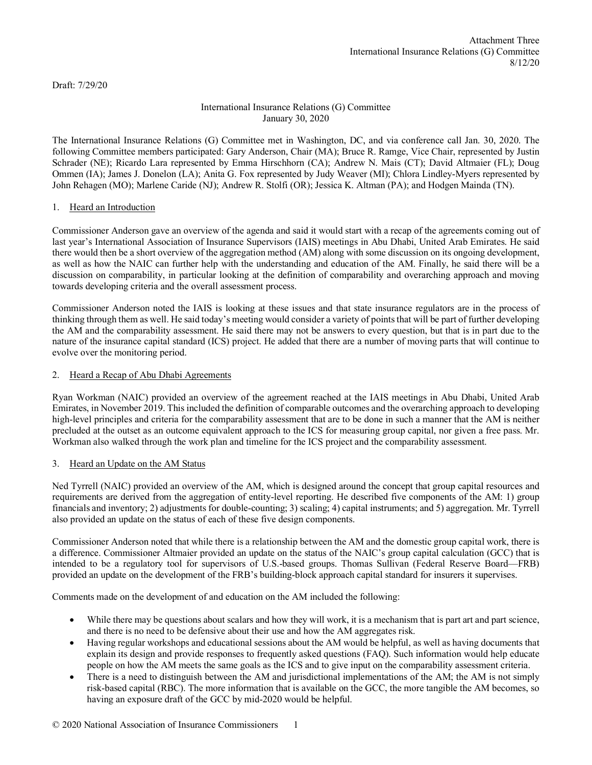Attachment Three
International Insurance Relations (G) Committee
8/12/20

Draft: 7/29/20

International Insurance Relations (G) Committee
January 30, 2020

The International Insurance Relations (G) Committee met in Washington, DC, and via conference call Jan. 30, 2020. The following Committee members participated: Gary Anderson, Chair (MA); Bruce R. Ramge, Vice Chair, represented by Justin Schrader (NE); Ricardo Lara represented by Emma Hirschhorn (CA); Andrew N. Mais (CT); David Altmaier (FL); Doug Ommen (IA); James J. Donelon (LA); Anita G. Fox represented by Judy Weaver (MI); Chlora Lindley-Myers represented by John Rehagen (MO); Marlene Caride (NJ); Andrew R. Stolfi (OR); Jessica K. Altman (PA); and Hodgen Mainda (TN).

1. Heard an Introduction

Commissioner Anderson gave an overview of the agenda and said it would start with a recap of the agreements coming out of last year's International Association of Insurance Supervisors (IAIS) meetings in Abu Dhabi, United Arab Emirates. He said there would then be a short overview of the aggregation method (AM) along with some discussion on its ongoing development, as well as how the NAIC can further help with the understanding and education of the AM. Finally, he said there will be a discussion on comparability, in particular looking at the definition of comparability and overarching approach and moving towards developing criteria and the overall assessment process.

Commissioner Anderson noted the IAIS is looking at these issues and that state insurance regulators are in the process of thinking through them as well. He said today's meeting would consider a variety of points that will be part of further developing the AM and the comparability assessment. He said there may not be answers to every question, but that is in part due to the nature of the insurance capital standard (ICS) project. He added that there are a number of moving parts that will continue to evolve over the monitoring period.

2. Heard a Recap of Abu Dhabi Agreements

Ryan Workman (NAIC) provided an overview of the agreement reached at the IAIS meetings in Abu Dhabi, United Arab Emirates, in November 2019. This included the definition of comparable outcomes and the overarching approach to developing high-level principles and criteria for the comparability assessment that are to be done in such a manner that the AM is neither precluded at the outset as an outcome equivalent approach to the ICS for measuring group capital, nor given a free pass. Mr. Workman also walked through the work plan and timeline for the ICS project and the comparability assessment.

3. Heard an Update on the AM Status

Ned Tyrrell (NAIC) provided an overview of the AM, which is designed around the concept that group capital resources and requirements are derived from the aggregation of entity-level reporting. He described five components of the AM: 1) group financials and inventory; 2) adjustments for double-counting; 3) scaling; 4) capital instruments; and 5) aggregation. Mr. Tyrrell also provided an update on the status of each of these five design components.

Commissioner Anderson noted that while there is a relationship between the AM and the domestic group capital work, there is a difference. Commissioner Altmaier provided an update on the status of the NAIC's group capital calculation (GCC) that is intended to be a regulatory tool for supervisors of U.S.-based groups. Thomas Sullivan (Federal Reserve Board—FRB) provided an update on the development of the FRB's building-block approach capital standard for insurers it supervises.

Comments made on the development of and education on the AM included the following:

- While there may be questions about scalars and how they will work, it is a mechanism that is part art and part science, and there is no need to be defensive about their use and how the AM aggregates risk.
- Having regular workshops and educational sessions about the AM would be helpful, as well as having documents that explain its design and provide responses to frequently asked questions (FAQ). Such information would help educate people on how the AM meets the same goals as the ICS and to give input on the comparability assessment criteria.
- There is a need to distinguish between the AM and jurisdictional implementations of the AM; the AM is not simply risk-based capital (RBC). The more information that is available on the GCC, the more tangible the AM becomes, so having an exposure draft of the GCC by mid-2020 would be helpful.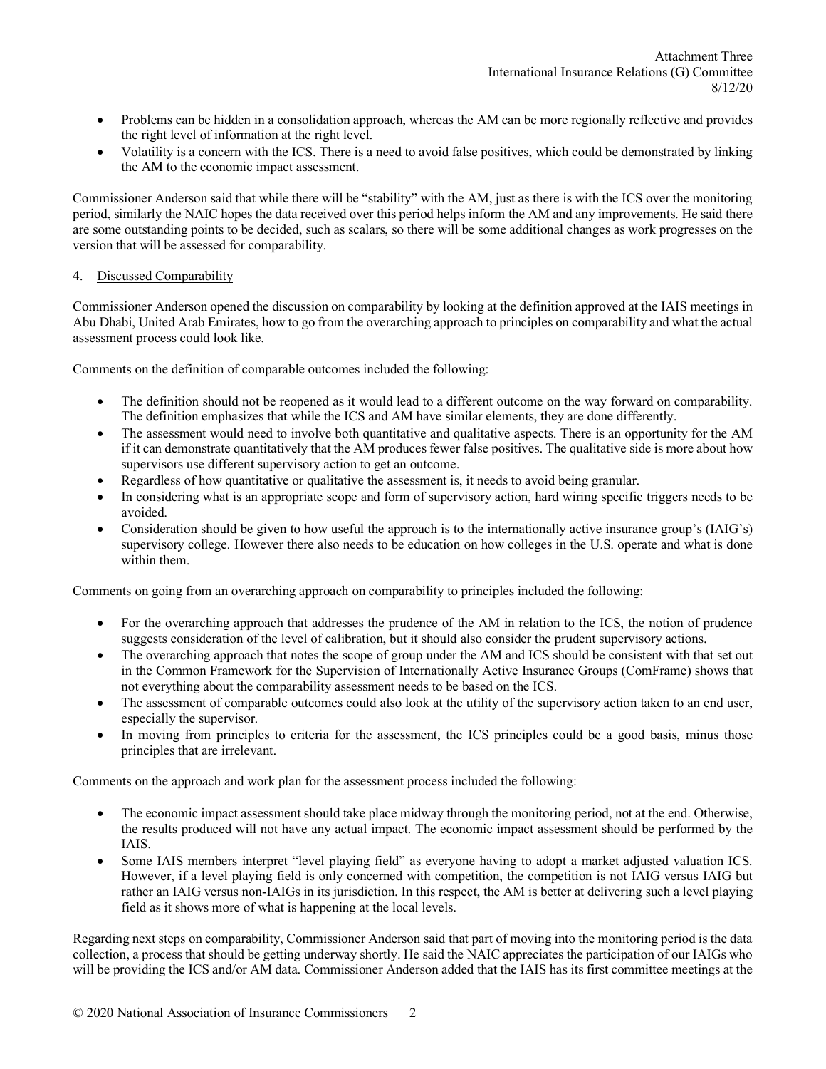- Problems can be hidden in a consolidation approach, whereas the AM can be more regionally reflective and provides the right level of information at the right level.
- Volatility is a concern with the ICS. There is a need to avoid false positives, which could be demonstrated by linking the AM to the economic impact assessment.

Commissioner Anderson said that while there will be "stability" with the AM, just as there is with the ICS over the monitoring period, similarly the NAIC hopes the data received over this period helps inform the AM and any improvements. He said there are some outstanding points to be decided, such as scalars, so there will be some additional changes as work progresses on the version that will be assessed for comparability.

4. Discussed Comparability

Commissioner Anderson opened the discussion on comparability by looking at the definition approved at the IAIS meetings in Abu Dhabi, United Arab Emirates, how to go from the overarching approach to principles on comparability and what the actual assessment process could look like.

Comments on the definition of comparable outcomes included the following:

- The definition should not be reopened as it would lead to a different outcome on the way forward on comparability. The definition emphasizes that while the ICS and AM have similar elements, they are done differently.
- The assessment would need to involve both quantitative and qualitative aspects. There is an opportunity for the AM if it can demonstrate quantitatively that the AM produces fewer false positives. The qualitative side is more about how supervisors use different supervisory action to get an outcome.
- Regardless of how quantitative or qualitative the assessment is, it needs to avoid being granular.
- In considering what is an appropriate scope and form of supervisory action, hard wiring specific triggers needs to be avoided.
- Consideration should be given to how useful the approach is to the internationally active insurance group's (IAIG's) supervisory college. However there also needs to be education on how colleges in the U.S. operate and what is done within them.

Comments on going from an overarching approach on comparability to principles included the following:

- For the overarching approach that addresses the prudence of the AM in relation to the ICS, the notion of prudence suggests consideration of the level of calibration, but it should also consider the prudent supervisory actions.
- The overarching approach that notes the scope of group under the AM and ICS should be consistent with that set out in the Common Framework for the Supervision of Internationally Active Insurance Groups (ComFrame) shows that not everything about the comparability assessment needs to be based on the ICS.
- The assessment of comparable outcomes could also look at the utility of the supervisory action taken to an end user, especially the supervisor.
- In moving from principles to criteria for the assessment, the ICS principles could be a good basis, minus those principles that are irrelevant.

Comments on the approach and work plan for the assessment process included the following:

- The economic impact assessment should take place midway through the monitoring period, not at the end. Otherwise, the results produced will not have any actual impact. The economic impact assessment should be performed by the IAIS.
- Some IAIS members interpret "level playing field" as everyone having to adopt a market adjusted valuation ICS. However, if a level playing field is only concerned with competition, the competition is not IAIG versus IAIG but rather an IAIG versus non-IAIGs in its jurisdiction. In this respect, the AM is better at delivering such a level playing field as it shows more of what is happening at the local levels.

Regarding next steps on comparability, Commissioner Anderson said that part of moving into the monitoring period is the data collection, a process that should be getting underway shortly. He said the NAIC appreciates the participation of our IAIGs who will be providing the ICS and/or AM data. Commissioner Anderson added that the IAIS has its first committee meetings at the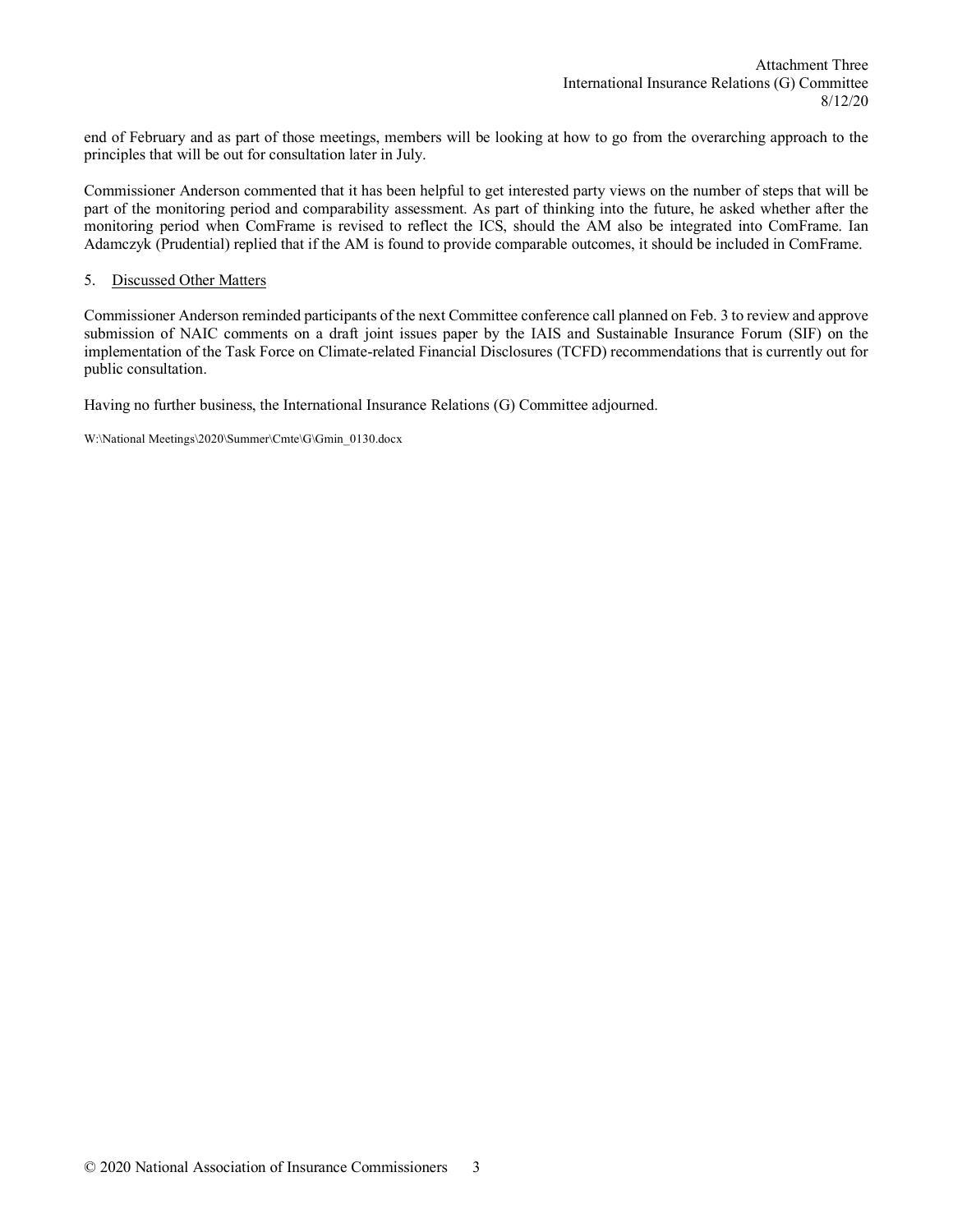end of February and as part of those meetings, members will be looking at how to go from the overarching approach to the principles that will be out for consultation later in July.

Commissioner Anderson commented that it has been helpful to get interested party views on the number of steps that will be part of the monitoring period and comparability assessment. As part of thinking into the future, he asked whether after the monitoring period when ComFrame is revised to reflect the ICS, should the AM also be integrated into ComFrame. Ian Adamczyk (Prudential) replied that if the AM is found to provide comparable outcomes, it should be included in ComFrame.

5. Discussed Other Matters

Commissioner Anderson reminded participants of the next Committee conference call planned on Feb. 3 to review and approve submission of NAIC comments on a draft joint issues paper by the IAIS and Sustainable Insurance Forum (SIF) on the implementation of the Task Force on Climate-related Financial Disclosures (TCFD) recommendations that is currently out for public consultation.

Having no further business, the International Insurance Relations (G) Committee adjourned.

W:\National Meetings\2020\Summer\Cmte\G\Gmin_0130.docx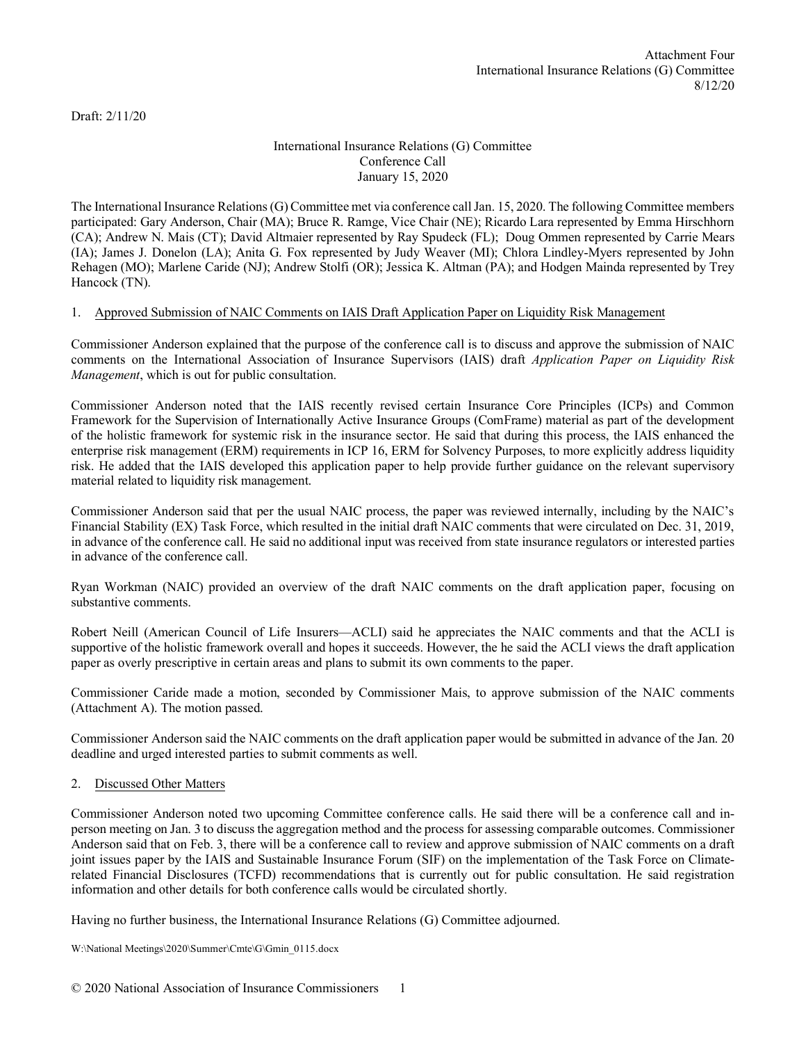Attachment Four
International Insurance Relations (G) Committee
8/12/20

Draft: 2/11/20

International Insurance Relations (G) Committee
Conference Call
January 15, 2020

The International Insurance Relations (G) Committee met via conference call Jan. 15, 2020. The following Committee members participated: Gary Anderson, Chair (MA); Bruce R. Ramge, Vice Chair (NE); Ricardo Lara represented by Emma Hirschhorn (CA); Andrew N. Mais (CT); David Altmaier represented by Ray Spudeck (FL); Doug Ommen represented by Carrie Mears (IA); James J. Donelon (LA); Anita G. Fox represented by Judy Weaver (MI); Chlora Lindley-Myers represented by John Rehagen (MO); Marlene Caride (NJ); Andrew Stolfi (OR); Jessica K. Altman (PA); and Hodgen Mainda represented by Trey Hancock (TN).

1. Approved Submission of NAIC Comments on IAIS Draft Application Paper on Liquidity Risk Management

Commissioner Anderson explained that the purpose of the conference call is to discuss and approve the submission of NAIC comments on the International Association of Insurance Supervisors (IAIS) draft *Application Paper on Liquidity Risk Management*, which is out for public consultation.

Commissioner Anderson noted that the IAIS recently revised certain Insurance Core Principles (ICPs) and Common Framework for the Supervision of Internationally Active Insurance Groups (ComFrame) material as part of the development of the holistic framework for systemic risk in the insurance sector. He said that during this process, the IAIS enhanced the enterprise risk management (ERM) requirements in ICP 16, ERM for Solvency Purposes, to more explicitly address liquidity risk. He added that the IAIS developed this application paper to help provide further guidance on the relevant supervisory material related to liquidity risk management.

Commissioner Anderson said that per the usual NAIC process, the paper was reviewed internally, including by the NAIC's Financial Stability (EX) Task Force, which resulted in the initial draft NAIC comments that were circulated on Dec. 31, 2019, in advance of the conference call. He said no additional input was received from state insurance regulators or interested parties in advance of the conference call.

Ryan Workman (NAIC) provided an overview of the draft NAIC comments on the draft application paper, focusing on substantive comments.

Robert Neill (American Council of Life Insurers—ACLI) said he appreciates the NAIC comments and that the ACLI is supportive of the holistic framework overall and hopes it succeeds. However, the he said the ACLI views the draft application paper as overly prescriptive in certain areas and plans to submit its own comments to the paper.

Commissioner Caride made a motion, seconded by Commissioner Mais, to approve submission of the NAIC comments (Attachment A). The motion passed.

Commissioner Anderson said the NAIC comments on the draft application paper would be submitted in advance of the Jan. 20 deadline and urged interested parties to submit comments as well.

2. Discussed Other Matters

Commissioner Anderson noted two upcoming Committee conference calls. He said there will be a conference call and in-person meeting on Jan. 3 to discuss the aggregation method and the process for assessing comparable outcomes. Commissioner Anderson said that on Feb. 3, there will be a conference call to review and approve submission of NAIC comments on a draft joint issues paper by the IAIS and Sustainable Insurance Forum (SIF) on the implementation of the Task Force on Climate-related Financial Disclosures (TCFD) recommendations that is currently out for public consultation. He said registration information and other details for both conference calls would be circulated shortly.

Having no further business, the International Insurance Relations (G) Committee adjourned.

W:\National Meetings\2020\Summer\Cmte\G\Gmin_0115.docx

© 2020 National Association of Insurance Commissioners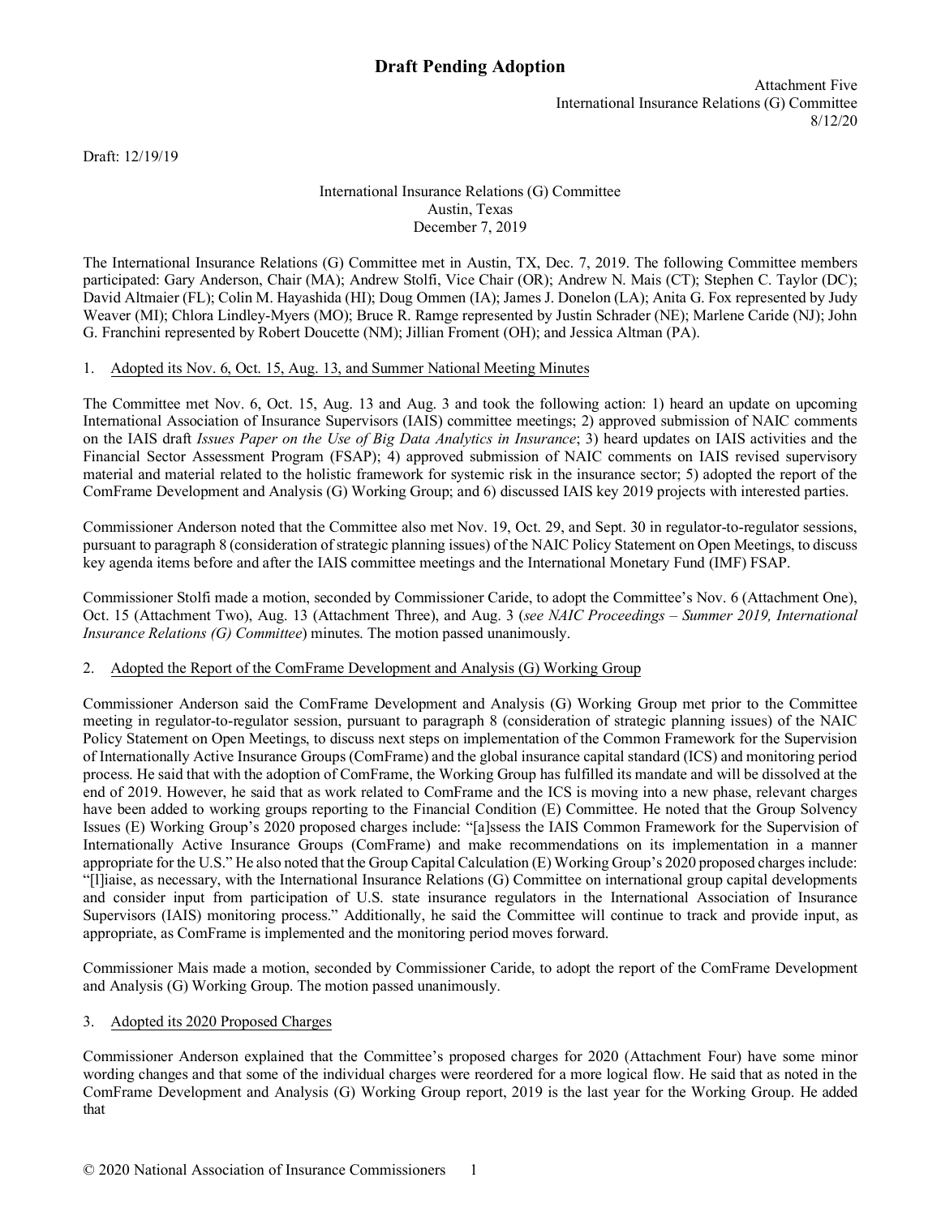# Draft Pending Adoption

Attachment Five
International Insurance Relations (G) Committee
8/12/20

Draft: 12/19/19

International Insurance Relations (G) Committee
Austin, Texas
December 7, 2019

The International Insurance Relations (G) Committee met in Austin, TX, Dec. 7, 2019. The following Committee members participated: Gary Anderson, Chair (MA); Andrew Stolfi, Vice Chair (OR); Andrew N. Mais (CT); Stephen C. Taylor (DC); David Altmaier (FL); Colin M. Hayashida (HI); Doug Ommen (IA); James J. Donelon (LA); Anita G. Fox represented by Judy Weaver (MI); Chlora Lindley-Myers (MO); Bruce R. Ramge represented by Justin Schrader (NE); Marlene Caride (NJ); John G. Franchini represented by Robert Doucette (NM); Jillian Froment (OH); and Jessica Altman (PA).

1. Adopted its Nov. 6, Oct. 15, Aug. 13, and Summer National Meeting Minutes

The Committee met Nov. 6, Oct. 15, Aug. 13 and Aug. 3 and took the following action: 1) heard an update on upcoming International Association of Insurance Supervisors (IAIS) committee meetings; 2) approved submission of NAIC comments on the IAIS draft *Issues Paper on the Use of Big Data Analytics in Insurance*; 3) heard updates on IAIS activities and the Financial Sector Assessment Program (FSAP); 4) approved submission of NAIC comments on IAIS revised supervisory material and material related to the holistic framework for systemic risk in the insurance sector; 5) adopted the report of the ComFrame Development and Analysis (G) Working Group; and 6) discussed IAIS key 2019 projects with interested parties.

Commissioner Anderson noted that the Committee also met Nov. 19, Oct. 29, and Sept. 30 in regulator-to-regulator sessions, pursuant to paragraph 8 (consideration of strategic planning issues) of the NAIC Policy Statement on Open Meetings, to discuss key agenda items before and after the IAIS committee meetings and the International Monetary Fund (IMF) FSAP.

Commissioner Stolfi made a motion, seconded by Commissioner Caride, to adopt the Committee's Nov. 6 (Attachment One), Oct. 15 (Attachment Two), Aug. 13 (Attachment Three), and Aug. 3 (*see NAIC Proceedings – Summer 2019, International Insurance Relations (G) Committee*) minutes. The motion passed unanimously.

2. Adopted the Report of the ComFrame Development and Analysis (G) Working Group

Commissioner Anderson said the ComFrame Development and Analysis (G) Working Group met prior to the Committee meeting in regulator-to-regulator session, pursuant to paragraph 8 (consideration of strategic planning issues) of the NAIC Policy Statement on Open Meetings, to discuss next steps on implementation of the Common Framework for the Supervision of Internationally Active Insurance Groups (ComFrame) and the global insurance capital standard (ICS) and monitoring period process. He said that with the adoption of ComFrame, the Working Group has fulfilled its mandate and will be dissolved at the end of 2019. However, he said that as work related to ComFrame and the ICS is moving into a new phase, relevant charges have been added to working groups reporting to the Financial Condition (E) Committee. He noted that the Group Solvency Issues (E) Working Group's 2020 proposed charges include: "[a]ssess the IAIS Common Framework for the Supervision of Internationally Active Insurance Groups (ComFrame) and make recommendations on its implementation in a manner appropriate for the U.S." He also noted that the Group Capital Calculation (E) Working Group's 2020 proposed charges include: "[l]iaise, as necessary, with the International Insurance Relations (G) Committee on international group capital developments and consider input from participation of U.S. state insurance regulators in the International Association of Insurance Supervisors (IAIS) monitoring process." Additionally, he said the Committee will continue to track and provide input, as appropriate, as ComFrame is implemented and the monitoring period moves forward.

Commissioner Mais made a motion, seconded by Commissioner Caride, to adopt the report of the ComFrame Development and Analysis (G) Working Group. The motion passed unanimously.

3. Adopted its 2020 Proposed Charges

Commissioner Anderson explained that the Committee's proposed charges for 2020 (Attachment Four) have some minor wording changes and that some of the individual charges were reordered for a more logical flow. He said that as noted in the ComFrame Development and Analysis (G) Working Group report, 2019 is the last year for the Working Group. He added that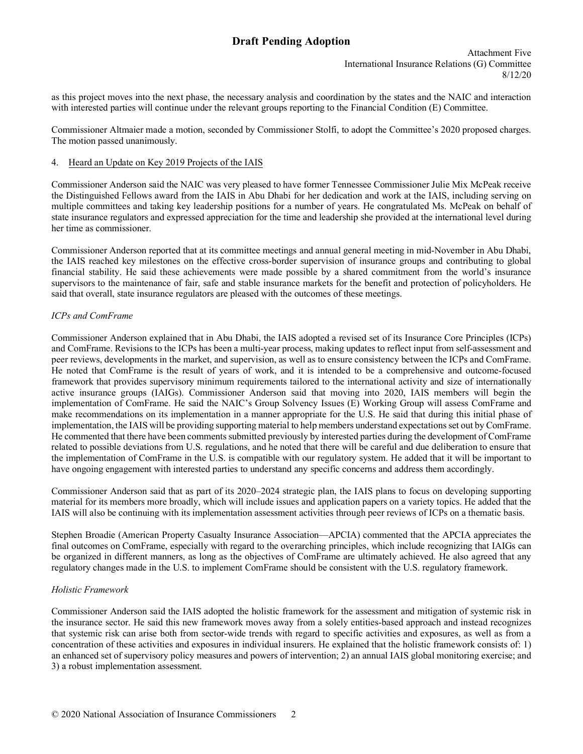as this project moves into the next phase, the necessary analysis and coordination by the states and the NAIC and interaction with interested parties will continue under the relevant groups reporting to the Financial Condition (E) Committee.

Commissioner Altmaier made a motion, seconded by Commissioner Stolfi, to adopt the Committee's 2020 proposed charges. The motion passed unanimously.

4. Heard an Update on Key 2019 Projects of the IAIS

Commissioner Anderson said the NAIC was very pleased to have former Tennessee Commissioner Julie Mix McPeak receive the Distinguished Fellows award from the IAIS in Abu Dhabi for her dedication and work at the IAIS, including serving on multiple committees and taking key leadership positions for a number of years. He congratulated Ms. McPeak on behalf of state insurance regulators and expressed appreciation for the time and leadership she provided at the international level during her time as commissioner.

Commissioner Anderson reported that at its committee meetings and annual general meeting in mid-November in Abu Dhabi, the IAIS reached key milestones on the effective cross-border supervision of insurance groups and contributing to global financial stability. He said these achievements were made possible by a shared commitment from the world's insurance supervisors to the maintenance of fair, safe and stable insurance markets for the benefit and protection of policyholders. He said that overall, state insurance regulators are pleased with the outcomes of these meetings.

*ICPs and ComFrame*

Commissioner Anderson explained that in Abu Dhabi, the IAIS adopted a revised set of its Insurance Core Principles (ICPs) and ComFrame. Revisions to the ICPs has been a multi-year process, making updates to reflect input from self-assessment and peer reviews, developments in the market, and supervision, as well as to ensure consistency between the ICPs and ComFrame. He noted that ComFrame is the result of years of work, and it is intended to be a comprehensive and outcome-focused framework that provides supervisory minimum requirements tailored to the international activity and size of internationally active insurance groups (IAIGs). Commissioner Anderson said that moving into 2020, IAIS members will begin the implementation of ComFrame. He said the NAIC's Group Solvency Issues (E) Working Group will assess ComFrame and make recommendations on its implementation in a manner appropriate for the U.S. He said that during this initial phase of implementation, the IAIS will be providing supporting material to help members understand expectations set out by ComFrame. He commented that there have been comments submitted previously by interested parties during the development of ComFrame related to possible deviations from U.S. regulations, and he noted that there will be careful and due deliberation to ensure that the implementation of ComFrame in the U.S. is compatible with our regulatory system. He added that it will be important to have ongoing engagement with interested parties to understand any specific concerns and address them accordingly.

Commissioner Anderson said that as part of its 2020–2024 strategic plan, the IAIS plans to focus on developing supporting material for its members more broadly, which will include issues and application papers on a variety topics. He added that the IAIS will also be continuing with its implementation assessment activities through peer reviews of ICPs on a thematic basis.

Stephen Broadie (American Property Casualty Insurance Association—APCIA) commented that the APCIA appreciates the final outcomes on ComFrame, especially with regard to the overarching principles, which include recognizing that IAIGs can be organized in different manners, as long as the objectives of ComFrame are ultimately achieved. He also agreed that any regulatory changes made in the U.S. to implement ComFrame should be consistent with the U.S. regulatory framework.

*Holistic Framework*

Commissioner Anderson said the IAIS adopted the holistic framework for the assessment and mitigation of systemic risk in the insurance sector. He said this new framework moves away from a solely entities-based approach and instead recognizes that systemic risk can arise both from sector-wide trends with regard to specific activities and exposures, as well as from a concentration of these activities and exposures in individual insurers. He explained that the holistic framework consists of: 1) an enhanced set of supervisory policy measures and powers of intervention; 2) an annual IAIS global monitoring exercise; and 3) a robust implementation assessment.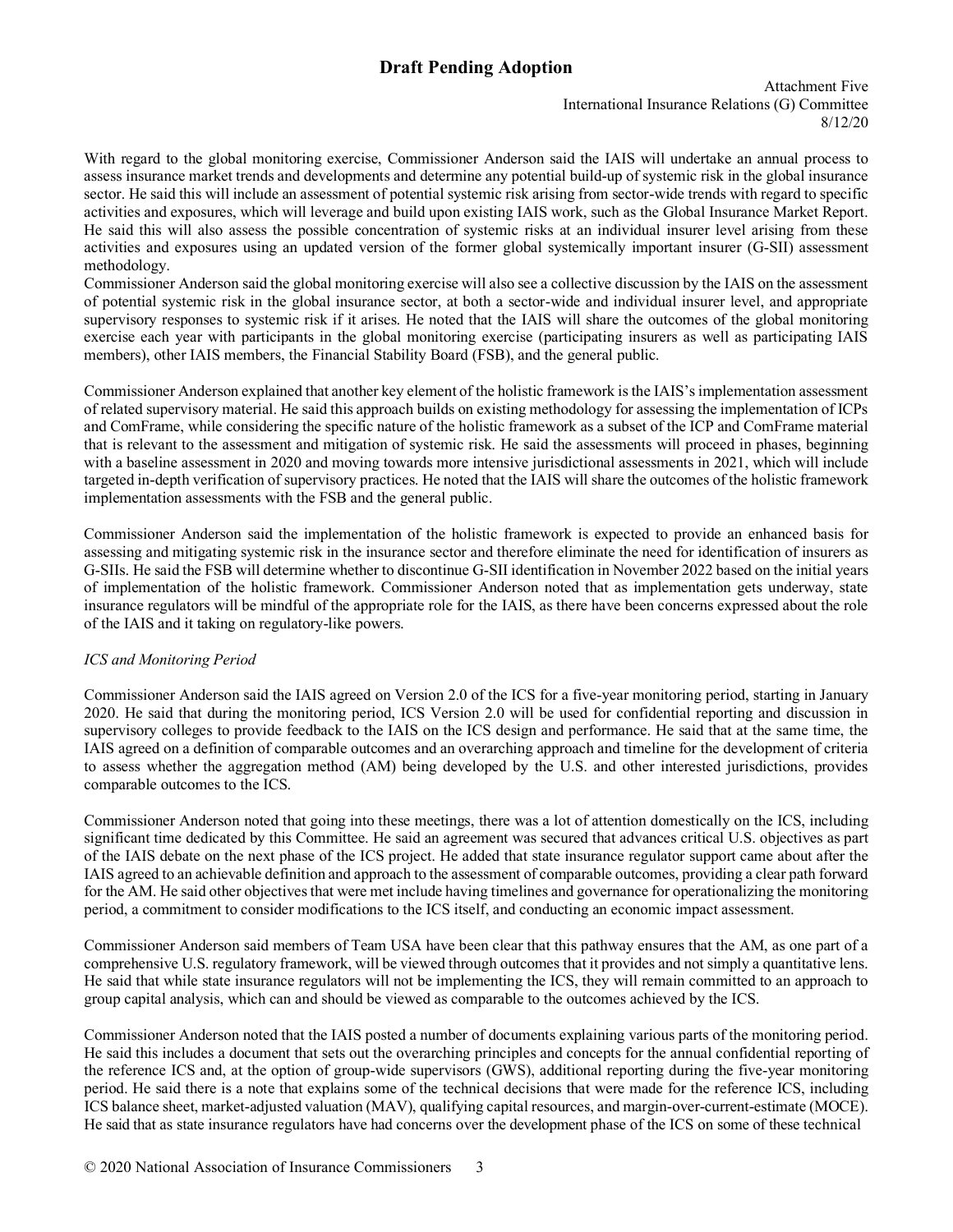With regard to the global monitoring exercise, Commissioner Anderson said the IAIS will undertake an annual process to assess insurance market trends and developments and determine any potential build-up of systemic risk in the global insurance sector. He said this will include an assessment of potential systemic risk arising from sector-wide trends with regard to specific activities and exposures, which will leverage and build upon existing IAIS work, such as the Global Insurance Market Report. He said this will also assess the possible concentration of systemic risks at an individual insurer level arising from these activities and exposures using an updated version of the former global systemically important insurer (G-SII) assessment methodology.

Commissioner Anderson said the global monitoring exercise will also see a collective discussion by the IAIS on the assessment of potential systemic risk in the global insurance sector, at both a sector-wide and individual insurer level, and appropriate supervisory responses to systemic risk if it arises. He noted that the IAIS will share the outcomes of the global monitoring exercise each year with participants in the global monitoring exercise (participating insurers as well as participating IAIS members), other IAIS members, the Financial Stability Board (FSB), and the general public.

Commissioner Anderson explained that another key element of the holistic framework is the IAIS's implementation assessment of related supervisory material. He said this approach builds on existing methodology for assessing the implementation of ICPs and ComFrame, while considering the specific nature of the holistic framework as a subset of the ICP and ComFrame material that is relevant to the assessment and mitigation of systemic risk. He said the assessments will proceed in phases, beginning with a baseline assessment in 2020 and moving towards more intensive jurisdictional assessments in 2021, which will include targeted in-depth verification of supervisory practices. He noted that the IAIS will share the outcomes of the holistic framework implementation assessments with the FSB and the general public.

Commissioner Anderson said the implementation of the holistic framework is expected to provide an enhanced basis for assessing and mitigating systemic risk in the insurance sector and therefore eliminate the need for identification of insurers as G-SIIs. He said the FSB will determine whether to discontinue G-SII identification in November 2022 based on the initial years of implementation of the holistic framework. Commissioner Anderson noted that as implementation gets underway, state insurance regulators will be mindful of the appropriate role for the IAIS, as there have been concerns expressed about the role of the IAIS and it taking on regulatory-like powers.

*ICS and Monitoring Period*

Commissioner Anderson said the IAIS agreed on Version 2.0 of the ICS for a five-year monitoring period, starting in January 2020. He said that during the monitoring period, ICS Version 2.0 will be used for confidential reporting and discussion in supervisory colleges to provide feedback to the IAIS on the ICS design and performance. He said that at the same time, the IAIS agreed on a definition of comparable outcomes and an overarching approach and timeline for the development of criteria to assess whether the aggregation method (AM) being developed by the U.S. and other interested jurisdictions, provides comparable outcomes to the ICS.

Commissioner Anderson noted that going into these meetings, there was a lot of attention domestically on the ICS, including significant time dedicated by this Committee. He said an agreement was secured that advances critical U.S. objectives as part of the IAIS debate on the next phase of the ICS project. He added that state insurance regulator support came about after the IAIS agreed to an achievable definition and approach to the assessment of comparable outcomes, providing a clear path forward for the AM. He said other objectives that were met include having timelines and governance for operationalizing the monitoring period, a commitment to consider modifications to the ICS itself, and conducting an economic impact assessment.

Commissioner Anderson said members of Team USA have been clear that this pathway ensures that the AM, as one part of a comprehensive U.S. regulatory framework, will be viewed through outcomes that it provides and not simply a quantitative lens. He said that while state insurance regulators will not be implementing the ICS, they will remain committed to an approach to group capital analysis, which can and should be viewed as comparable to the outcomes achieved by the ICS.

Commissioner Anderson noted that the IAIS posted a number of documents explaining various parts of the monitoring period. He said this includes a document that sets out the overarching principles and concepts for the annual confidential reporting of the reference ICS and, at the option of group-wide supervisors (GWS), additional reporting during the five-year monitoring period. He said there is a note that explains some of the technical decisions that were made for the reference ICS, including ICS balance sheet, market-adjusted valuation (MAV), qualifying capital resources, and margin-over-current-estimate (MOCE). He said that as state insurance regulators have had concerns over the development phase of the ICS on some of these technical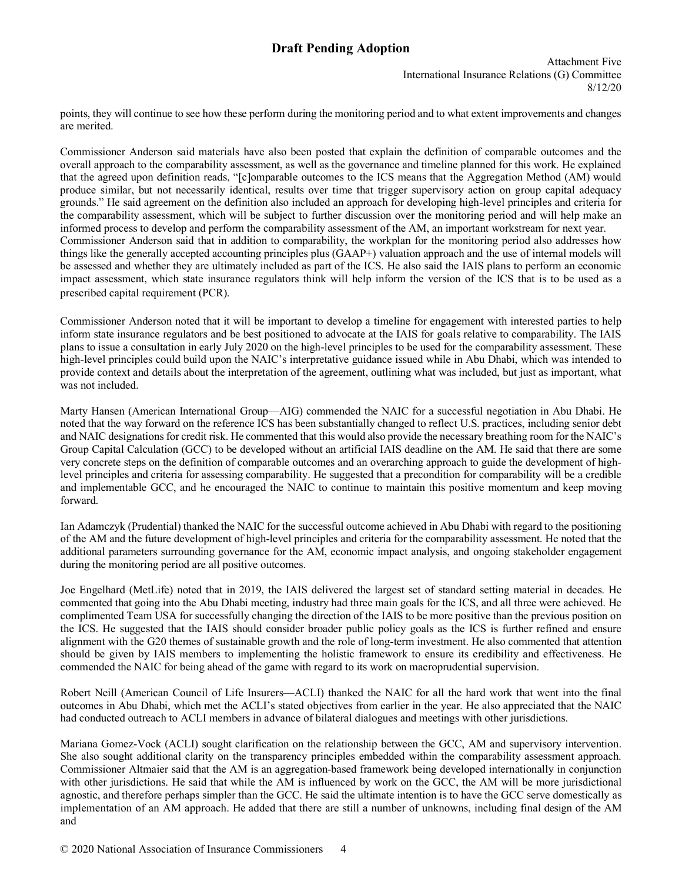points, they will continue to see how these perform during the monitoring period and to what extent improvements and changes are merited.

Commissioner Anderson said materials have also been posted that explain the definition of comparable outcomes and the overall approach to the comparability assessment, as well as the governance and timeline planned for this work. He explained that the agreed upon definition reads, "[c]omparable outcomes to the ICS means that the Aggregation Method (AM) would produce similar, but not necessarily identical, results over time that trigger supervisory action on group capital adequacy grounds." He said agreement on the definition also included an approach for developing high-level principles and criteria for the comparability assessment, which will be subject to further discussion over the monitoring period and will help make an informed process to develop and perform the comparability assessment of the AM, an important workstream for next year.
Commissioner Anderson said that in addition to comparability, the workplan for the monitoring period also addresses how things like the generally accepted accounting principles plus (GAAP+) valuation approach and the use of internal models will be assessed and whether they are ultimately included as part of the ICS. He also said the IAIS plans to perform an economic impact assessment, which state insurance regulators think will help inform the version of the ICS that is to be used as a prescribed capital requirement (PCR).

Commissioner Anderson noted that it will be important to develop a timeline for engagement with interested parties to help inform state insurance regulators and be best positioned to advocate at the IAIS for goals relative to comparability. The IAIS plans to issue a consultation in early July 2020 on the high-level principles to be used for the comparability assessment. These high-level principles could build upon the NAIC's interpretative guidance issued while in Abu Dhabi, which was intended to provide context and details about the interpretation of the agreement, outlining what was included, but just as important, what was not included.

Marty Hansen (American International Group—AIG) commended the NAIC for a successful negotiation in Abu Dhabi. He noted that the way forward on the reference ICS has been substantially changed to reflect U.S. practices, including senior debt and NAIC designations for credit risk. He commented that this would also provide the necessary breathing room for the NAIC's Group Capital Calculation (GCC) to be developed without an artificial IAIS deadline on the AM. He said that there are some very concrete steps on the definition of comparable outcomes and an overarching approach to guide the development of high-level principles and criteria for assessing comparability. He suggested that a precondition for comparability will be a credible and implementable GCC, and he encouraged the NAIC to continue to maintain this positive momentum and keep moving forward.

Ian Adamczyk (Prudential) thanked the NAIC for the successful outcome achieved in Abu Dhabi with regard to the positioning of the AM and the future development of high-level principles and criteria for the comparability assessment. He noted that the additional parameters surrounding governance for the AM, economic impact analysis, and ongoing stakeholder engagement during the monitoring period are all positive outcomes.

Joe Engelhard (MetLife) noted that in 2019, the IAIS delivered the largest set of standard setting material in decades. He commented that going into the Abu Dhabi meeting, industry had three main goals for the ICS, and all three were achieved. He complimented Team USA for successfully changing the direction of the IAIS to be more positive than the previous position on the ICS. He suggested that the IAIS should consider broader public policy goals as the ICS is further refined and ensure alignment with the G20 themes of sustainable growth and the role of long-term investment. He also commented that attention should be given by IAIS members to implementing the holistic framework to ensure its credibility and effectiveness. He commended the NAIC for being ahead of the game with regard to its work on macroprudential supervision.

Robert Neill (American Council of Life Insurers—ACLI) thanked the NAIC for all the hard work that went into the final outcomes in Abu Dhabi, which met the ACLI's stated objectives from earlier in the year. He also appreciated that the NAIC had conducted outreach to ACLI members in advance of bilateral dialogues and meetings with other jurisdictions.

Mariana Gomez-Vock (ACLI) sought clarification on the relationship between the GCC, AM and supervisory intervention. She also sought additional clarity on the transparency principles embedded within the comparability assessment approach. Commissioner Altmaier said that the AM is an aggregation-based framework being developed internationally in conjunction with other jurisdictions. He said that while the AM is influenced by work on the GCC, the AM will be more jurisdictional agnostic, and therefore perhaps simpler than the GCC. He said the ultimate intention is to have the GCC serve domestically as implementation of an AM approach. He added that there are still a number of unknowns, including final design of the AM and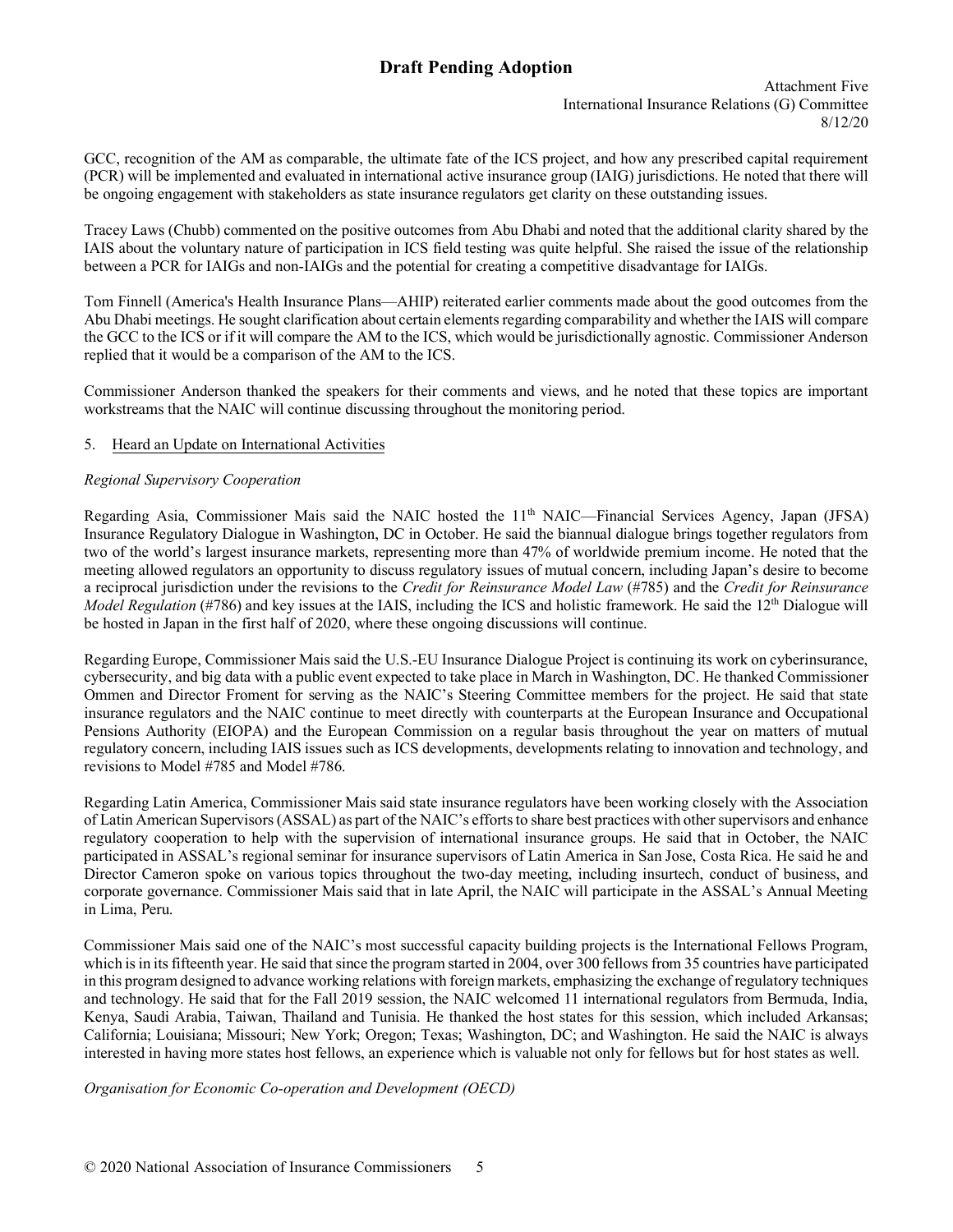GCC, recognition of the AM as comparable, the ultimate fate of the ICS project, and how any prescribed capital requirement (PCR) will be implemented and evaluated in international active insurance group (IAIG) jurisdictions. He noted that there will be ongoing engagement with stakeholders as state insurance regulators get clarity on these outstanding issues.

Tracey Laws (Chubb) commented on the positive outcomes from Abu Dhabi and noted that the additional clarity shared by the IAIS about the voluntary nature of participation in ICS field testing was quite helpful. She raised the issue of the relationship between a PCR for IAIGs and non-IAIGs and the potential for creating a competitive disadvantage for IAIGs.

Tom Finnell (America's Health Insurance Plans—AHIP) reiterated earlier comments made about the good outcomes from the Abu Dhabi meetings. He sought clarification about certain elements regarding comparability and whether the IAIS will compare the GCC to the ICS or if it will compare the AM to the ICS, which would be jurisdictionally agnostic. Commissioner Anderson replied that it would be a comparison of the AM to the ICS.

Commissioner Anderson thanked the speakers for their comments and views, and he noted that these topics are important workstreams that the NAIC will continue discussing throughout the monitoring period.

5. Heard an Update on International Activities

*Regional Supervisory Cooperation*

Regarding Asia, Commissioner Mais said the NAIC hosted the 11th NAIC—Financial Services Agency, Japan (JFSA) Insurance Regulatory Dialogue in Washington, DC in October. He said the biannual dialogue brings together regulators from two of the world's largest insurance markets, representing more than 47% of worldwide premium income. He noted that the meeting allowed regulators an opportunity to discuss regulatory issues of mutual concern, including Japan's desire to become a reciprocal jurisdiction under the revisions to the *Credit for Reinsurance Model Law* (#785) and the *Credit for Reinsurance Model Regulation* (#786) and key issues at the IAIS, including the ICS and holistic framework. He said the 12th Dialogue will be hosted in Japan in the first half of 2020, where these ongoing discussions will continue.

Regarding Europe, Commissioner Mais said the U.S.-EU Insurance Dialogue Project is continuing its work on cyberinsurance, cybersecurity, and big data with a public event expected to take place in March in Washington, DC. He thanked Commissioner Ommen and Director Froment for serving as the NAIC's Steering Committee members for the project. He said that state insurance regulators and the NAIC continue to meet directly with counterparts at the European Insurance and Occupational Pensions Authority (EIOPA) and the European Commission on a regular basis throughout the year on matters of mutual regulatory concern, including IAIS issues such as ICS developments, developments relating to innovation and technology, and revisions to Model #785 and Model #786.

Regarding Latin America, Commissioner Mais said state insurance regulators have been working closely with the Association of Latin American Supervisors (ASSAL) as part of the NAIC's efforts to share best practices with other supervisors and enhance regulatory cooperation to help with the supervision of international insurance groups. He said that in October, the NAIC participated in ASSAL's regional seminar for insurance supervisors of Latin America in San Jose, Costa Rica. He said he and Director Cameron spoke on various topics throughout the two-day meeting, including insurtech, conduct of business, and corporate governance. Commissioner Mais said that in late April, the NAIC will participate in the ASSAL's Annual Meeting in Lima, Peru.

Commissioner Mais said one of the NAIC's most successful capacity building projects is the International Fellows Program, which is in its fifteenth year. He said that since the program started in 2004, over 300 fellows from 35 countries have participated in this program designed to advance working relations with foreign markets, emphasizing the exchange of regulatory techniques and technology. He said that for the Fall 2019 session, the NAIC welcomed 11 international regulators from Bermuda, India, Kenya, Saudi Arabia, Taiwan, Thailand and Tunisia. He thanked the host states for this session, which included Arkansas; California; Louisiana; Missouri; New York; Oregon; Texas; Washington, DC; and Washington. He said the NAIC is always interested in having more states host fellows, an experience which is valuable not only for fellows but for host states as well.

*Organisation for Economic Co-operation and Development (OECD)*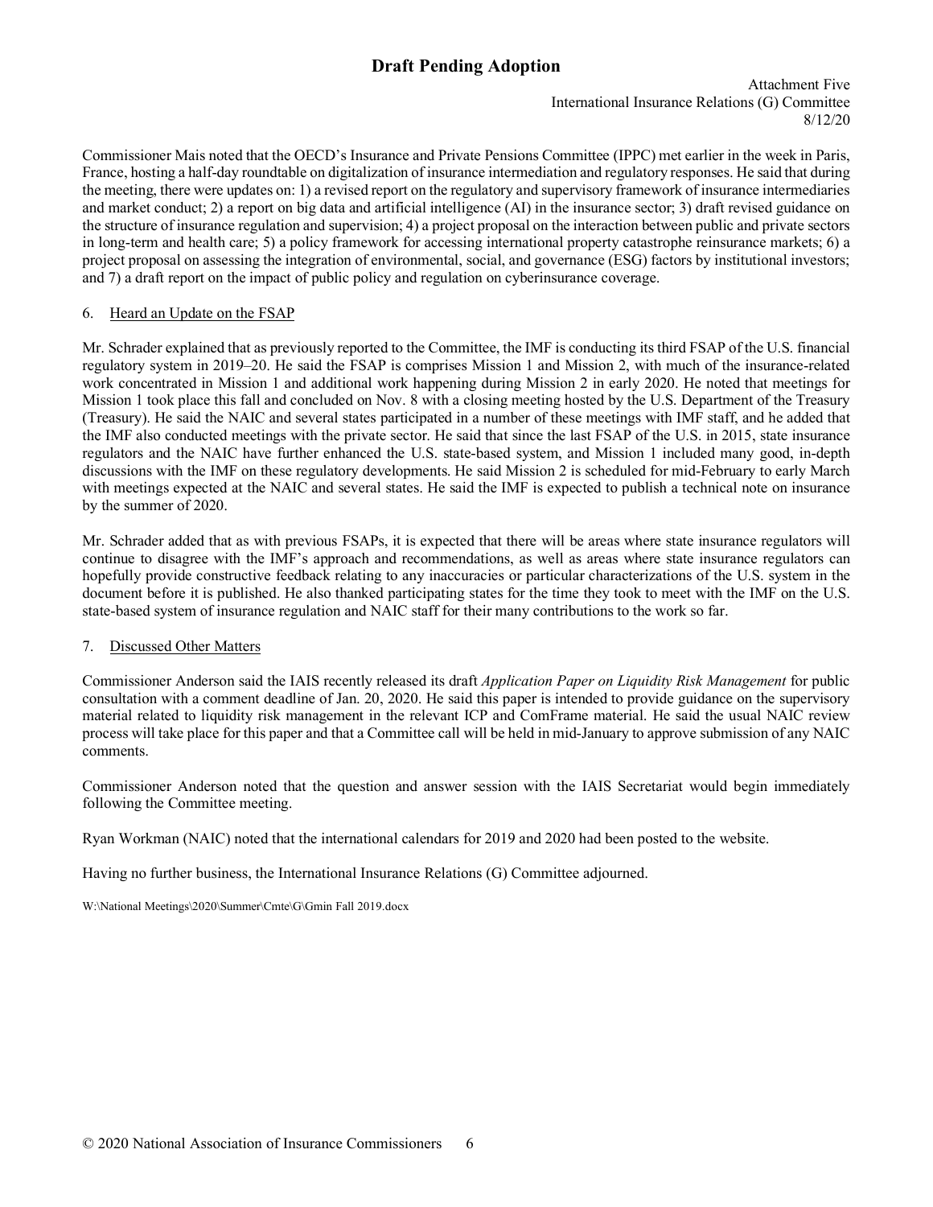Commissioner Mais noted that the OECD's Insurance and Private Pensions Committee (IPPC) met earlier in the week in Paris, France, hosting a half-day roundtable on digitalization of insurance intermediation and regulatory responses. He said that during the meeting, there were updates on: 1) a revised report on the regulatory and supervisory framework of insurance intermediaries and market conduct; 2) a report on big data and artificial intelligence (AI) in the insurance sector; 3) draft revised guidance on the structure of insurance regulation and supervision; 4) a project proposal on the interaction between public and private sectors in long-term and health care; 5) a policy framework for accessing international property catastrophe reinsurance markets; 6) a project proposal on assessing the integration of environmental, social, and governance (ESG) factors by institutional investors; and 7) a draft report on the impact of public policy and regulation on cyberinsurance coverage.

6. Heard an Update on the FSAP

Mr. Schrader explained that as previously reported to the Committee, the IMF is conducting its third FSAP of the U.S. financial regulatory system in 2019–20. He said the FSAP is comprises Mission 1 and Mission 2, with much of the insurance-related work concentrated in Mission 1 and additional work happening during Mission 2 in early 2020. He noted that meetings for Mission 1 took place this fall and concluded on Nov. 8 with a closing meeting hosted by the U.S. Department of the Treasury (Treasury). He said the NAIC and several states participated in a number of these meetings with IMF staff, and he added that the IMF also conducted meetings with the private sector. He said that since the last FSAP of the U.S. in 2015, state insurance regulators and the NAIC have further enhanced the U.S. state-based system, and Mission 1 included many good, in-depth discussions with the IMF on these regulatory developments. He said Mission 2 is scheduled for mid-February to early March with meetings expected at the NAIC and several states. He said the IMF is expected to publish a technical note on insurance by the summer of 2020.

Mr. Schrader added that as with previous FSAPs, it is expected that there will be areas where state insurance regulators will continue to disagree with the IMF's approach and recommendations, as well as areas where state insurance regulators can hopefully provide constructive feedback relating to any inaccuracies or particular characterizations of the U.S. system in the document before it is published. He also thanked participating states for the time they took to meet with the IMF on the U.S. state-based system of insurance regulation and NAIC staff for their many contributions to the work so far.

7. Discussed Other Matters

Commissioner Anderson said the IAIS recently released its draft *Application Paper on Liquidity Risk Management* for public consultation with a comment deadline of Jan. 20, 2020. He said this paper is intended to provide guidance on the supervisory material related to liquidity risk management in the relevant ICP and ComFrame material. He said the usual NAIC review process will take place for this paper and that a Committee call will be held in mid-January to approve submission of any NAIC comments.

Commissioner Anderson noted that the question and answer session with the IAIS Secretariat would begin immediately following the Committee meeting.

Ryan Workman (NAIC) noted that the international calendars for 2019 and 2020 had been posted to the website.

Having no further business, the International Insurance Relations (G) Committee adjourned.

W:\National Meetings\2020\Summer\Cmte\G\Gmin Fall 2019.docx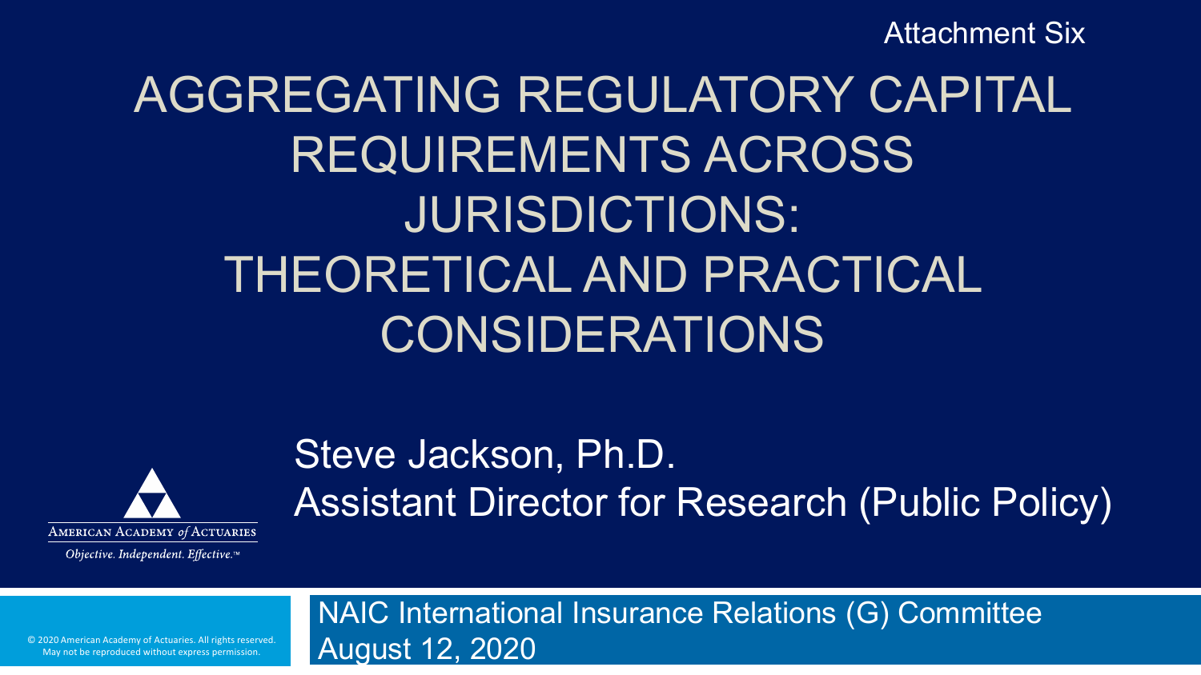Attachment Six

# AGGREGATING REGULATORY CAPITAL REQUIREMENTS ACROSS JURISDICTIONS: THEORETICAL AND PRACTICAL CONSIDERATIONS

Steve Jackson, Ph.D.
Assistant Director for Research (Public Policy)

American Academy *of* Actuaries
*Objective. Independent. Effective.*™

NAIC International Insurance Relations (G) Committee
August 12, 2020

© 2020 American Academy of Actuaries. All rights reserved. May not be reproduced without express permission.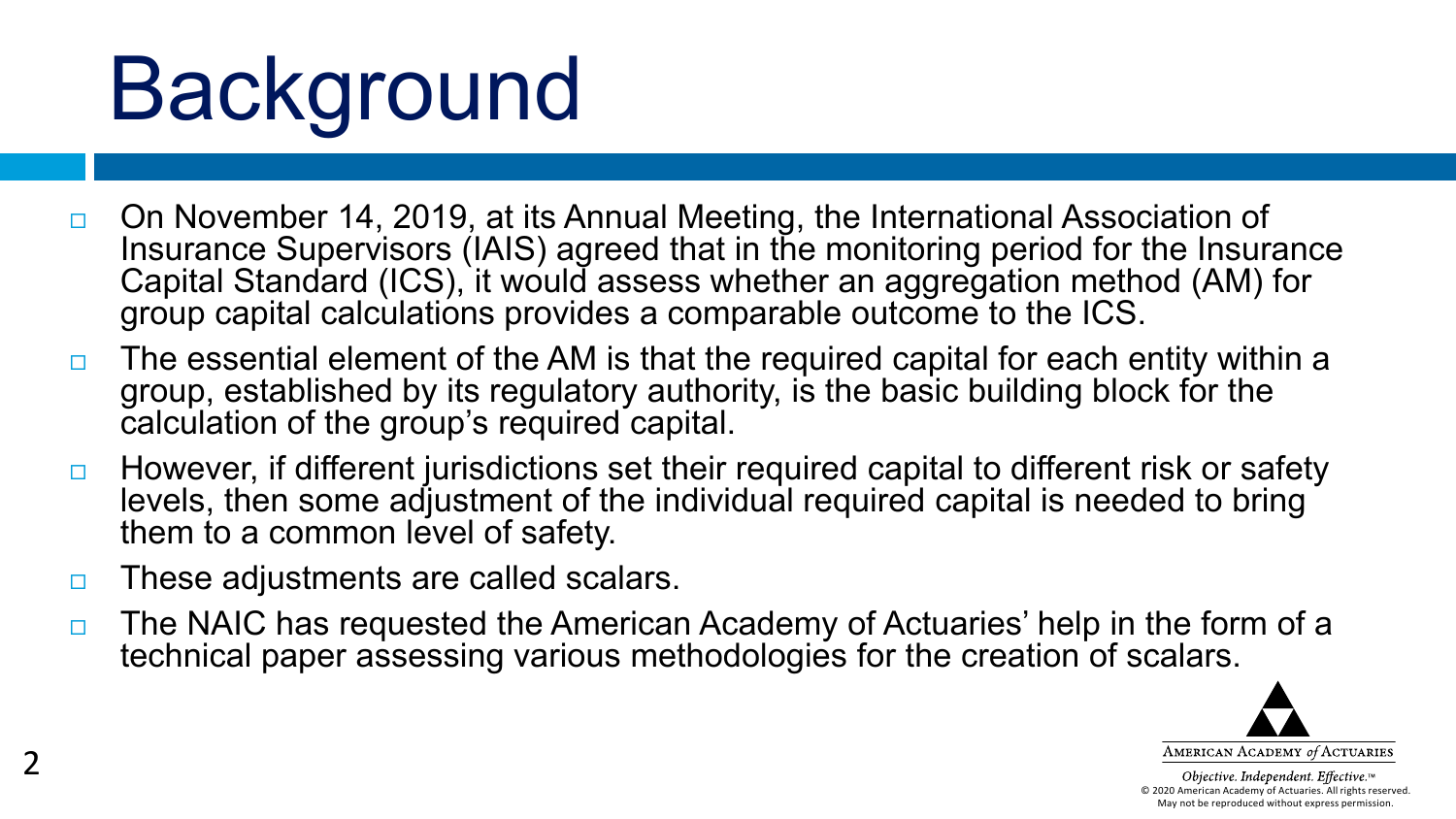# Background

- On November 14, 2019, at its Annual Meeting, the International Association of Insurance Supervisors (IAIS) agreed that in the monitoring period for the Insurance Capital Standard (ICS), it would assess whether an aggregation method (AM) for group capital calculations provides a comparable outcome to the ICS.
- The essential element of the AM is that the required capital for each entity within a group, established by its regulatory authority, is the basic building block for the calculation of the group's required capital.
- However, if different jurisdictions set their required capital to different risk or safety levels, then some adjustment of the individual required capital is needed to bring them to a common level of safety.
- These adjustments are called scalars.
- The NAIC has requested the American Academy of Actuaries' help in the form of a technical paper assessing various methodologies for the creation of scalars.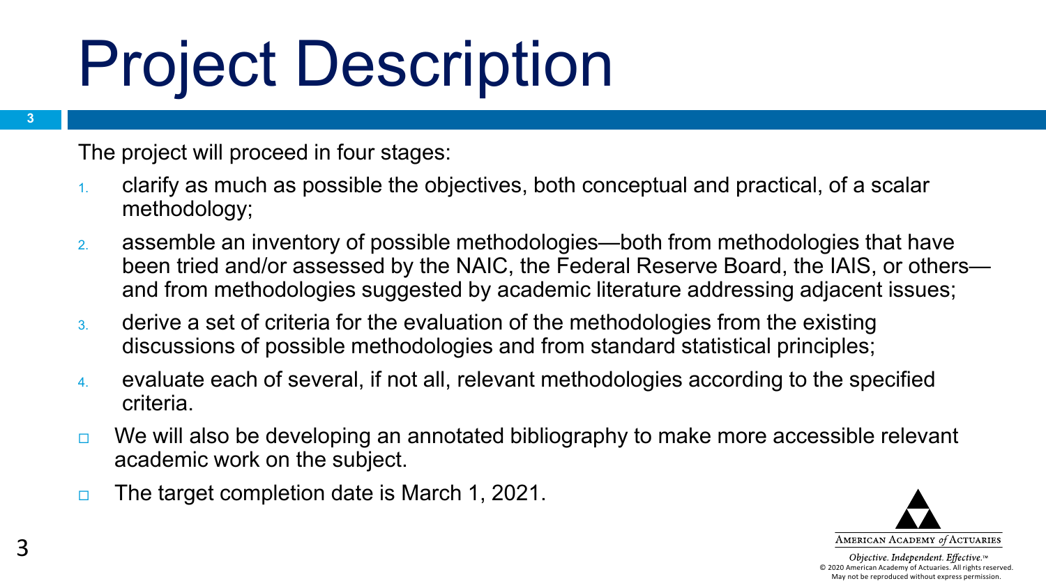# Project Description

The project will proceed in four stages:

1. clarify as much as possible the objectives, both conceptual and practical, of a scalar methodology;
2. assemble an inventory of possible methodologies—both from methodologies that have been tried and/or assessed by the NAIC, the Federal Reserve Board, the IAIS, or others—and from methodologies suggested by academic literature addressing adjacent issues;
3. derive a set of criteria for the evaluation of the methodologies from the existing discussions of possible methodologies and from standard statistical principles;
4. evaluate each of several, if not all, relevant methodologies according to the specified criteria.

- We will also be developing an annotated bibliography to make more accessible relevant academic work on the subject.
- The target completion date is March 1, 2021.

AMERICAN ACADEMY *of* ACTUARIES

*Objective. Independent. Effective.*™
© 2020 American Academy of Actuaries. All rights reserved.
May not be reproduced without express permission.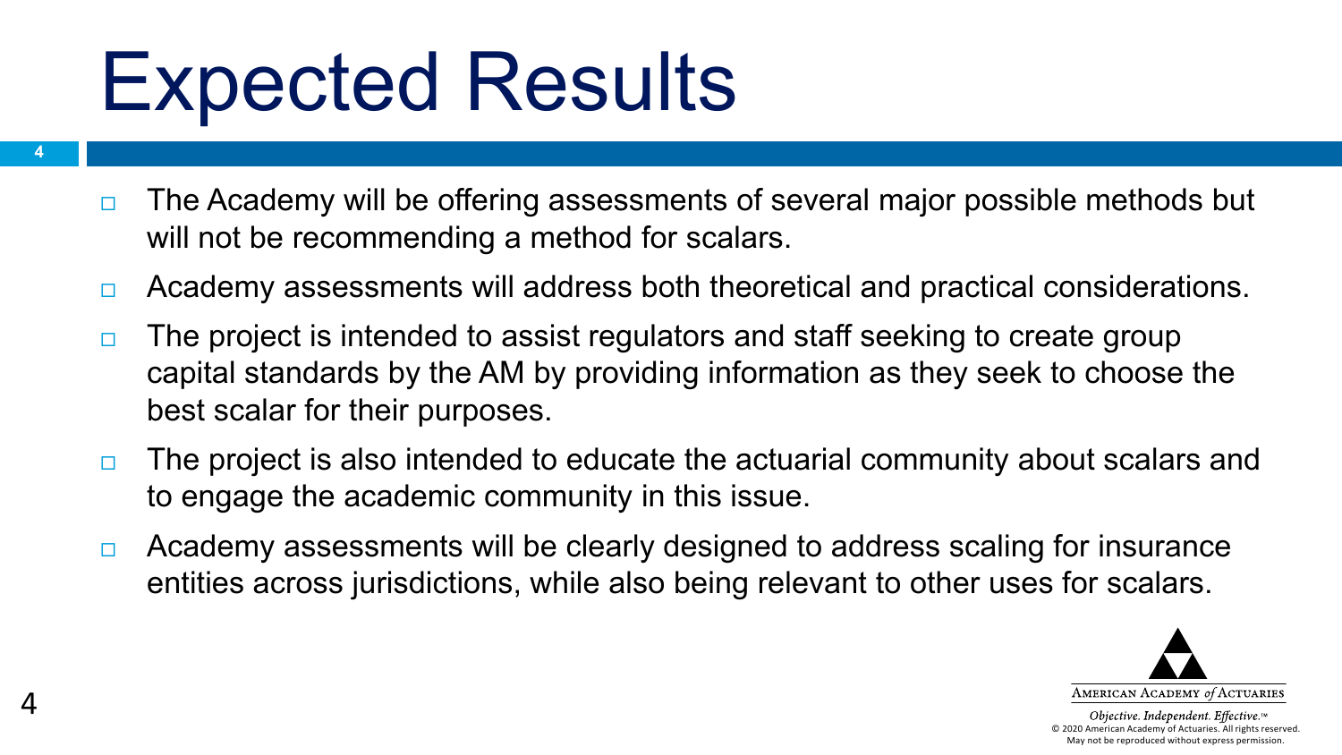# Expected Results

- The Academy will be offering assessments of several major possible methods but will not be recommending a method for scalars.
- Academy assessments will address both theoretical and practical considerations.
- The project is intended to assist regulators and staff seeking to create group capital standards by the AM by providing information as they seek to choose the best scalar for their purposes.
- The project is also intended to educate the actuarial community about scalars and to engage the academic community in this issue.
- Academy assessments will be clearly designed to address scaling for insurance entities across jurisdictions, while also being relevant to other uses for scalars.

AMERICAN ACADEMY of ACTUARIES

*Objective. Independent. Effective.*™
© 2020 American Academy of Actuaries. All rights reserved.
May not be reproduced without express permission.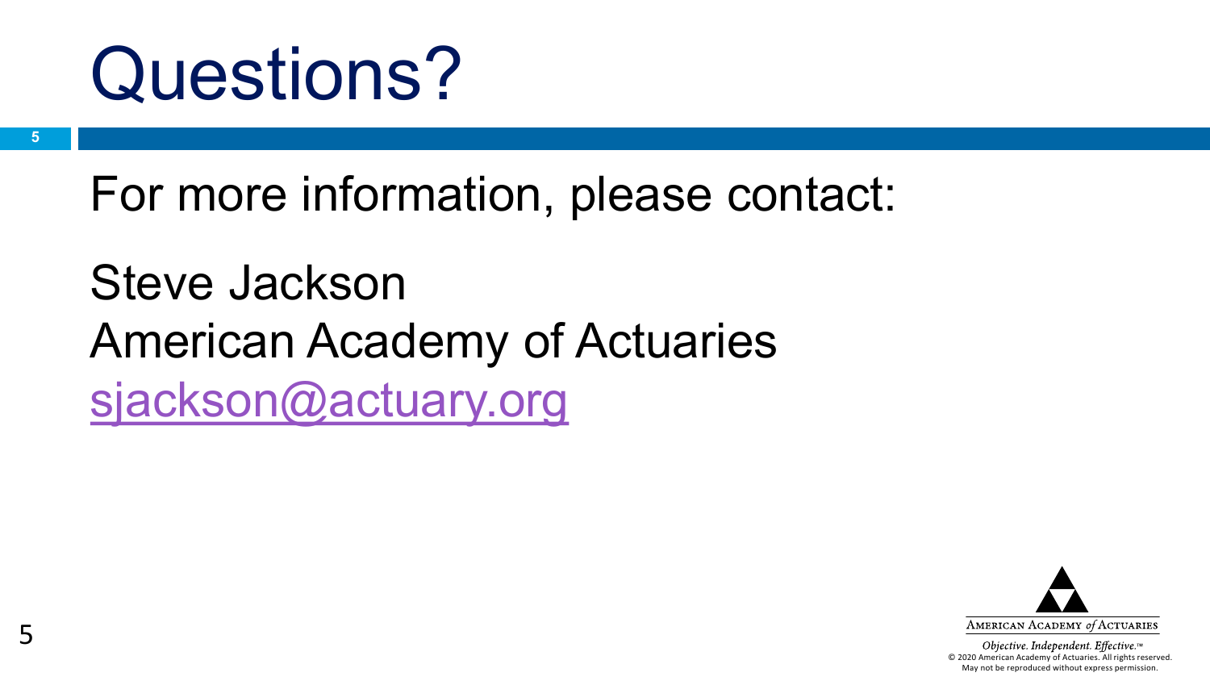# Questions?

For more information, please contact:

Steve Jackson
American Academy of Actuaries
sjackson@actuary.org

AMERICAN ACADEMY *of* ACTUARIES

*Objective. Independent. Effective.*™
© 2020 American Academy of Actuaries. All rights reserved.
May not be reproduced without express permission.